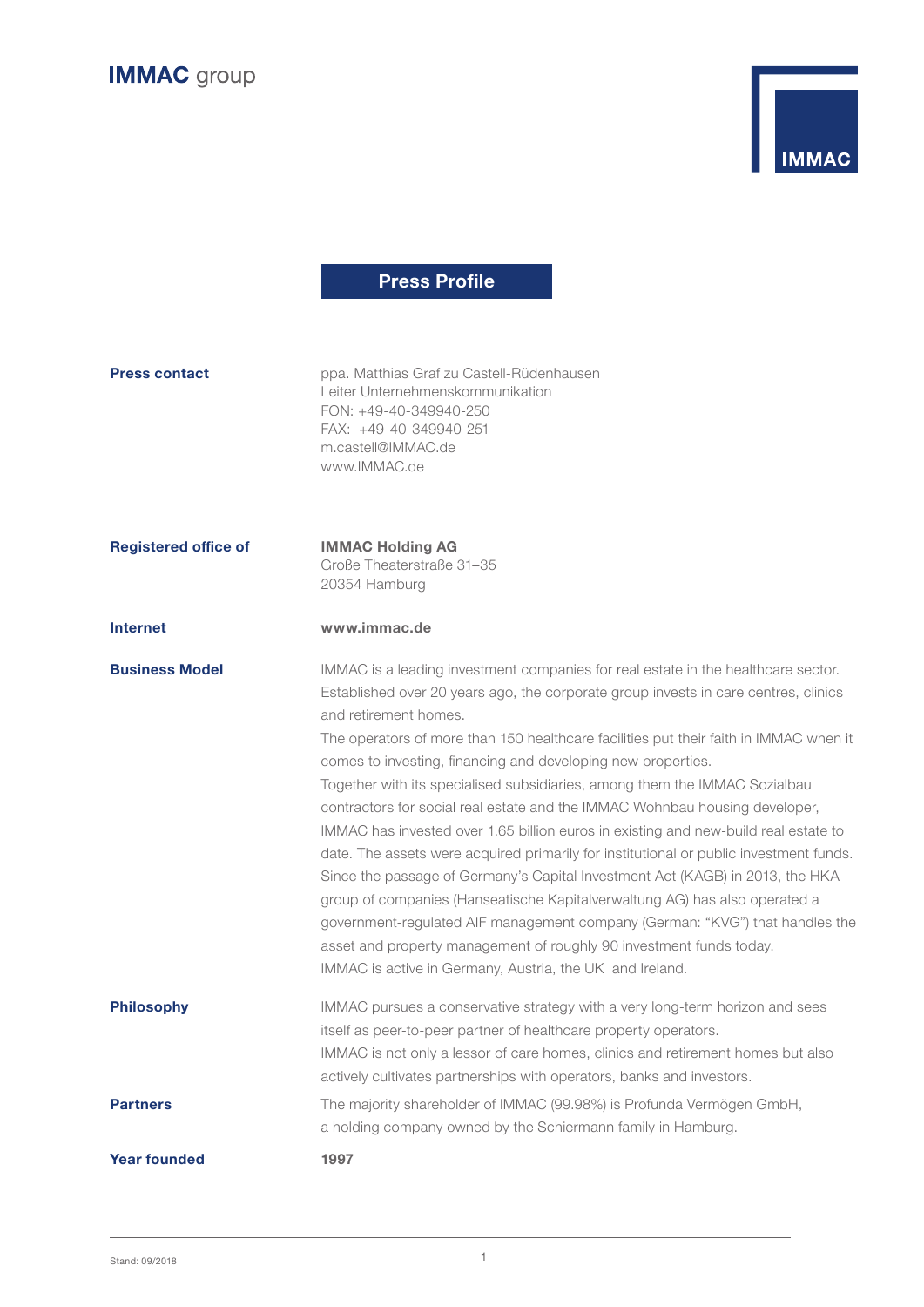**IMMAC** group

IMMAC

# Press Profile

| | |
|---|---|
| **Press contact** | ppa. Matthias Graf zu Castell-Rüdenhausen<br>Leiter Unternehmenskommunikation<br>FON: +49-40-349940-250<br>FAX: +49-40-349940-251<br>m.castell@IMMAC.de<br>www.IMMAC.de |

---

| | |
|---|---|
| **Registered office of** | **IMMAC Holding AG**<br>Große Theaterstraße 31–35<br>20354 Hamburg |
| **Internet** | **www.immac.de** |
| **Business Model** | IMMAC is a leading investment companies for real estate in the healthcare sector. Established over 20 years ago, the corporate group invests in care centres, clinics and retirement homes.<br>The operators of more than 150 healthcare facilities put their faith in IMMAC when it comes to investing, financing and developing new properties.<br>Together with its specialised subsidiaries, among them the IMMAC Sozialbau contractors for social real estate and the IMMAC Wohnbau housing developer, IMMAC has invested over 1.65 billion euros in existing and new-build real estate to date. The assets were acquired primarily for institutional or public investment funds. Since the passage of Germany's Capital Investment Act (KAGB) in 2013, the HKA group of companies (Hanseatische Kapitalverwaltung AG) has also operated a government-regulated AIF management company (German: "KVG") that handles the asset and property management of roughly 90 investment funds today.<br>IMMAC is active in Germany, Austria, the UK and Ireland. |
| **Philosophy** | IMMAC pursues a conservative strategy with a very long-term horizon and sees itself as peer-to-peer partner of healthcare property operators.<br>IMMAC is not only a lessor of care homes, clinics and retirement homes but also actively cultivates partnerships with operators, banks and investors. |
| **Partners** | The majority shareholder of IMMAC (99.98%) is Profunda Vermögen GmbH, a holding company owned by the Schiermann family in Hamburg. |
| **Year founded** | **1997** |

Stand: 09/2018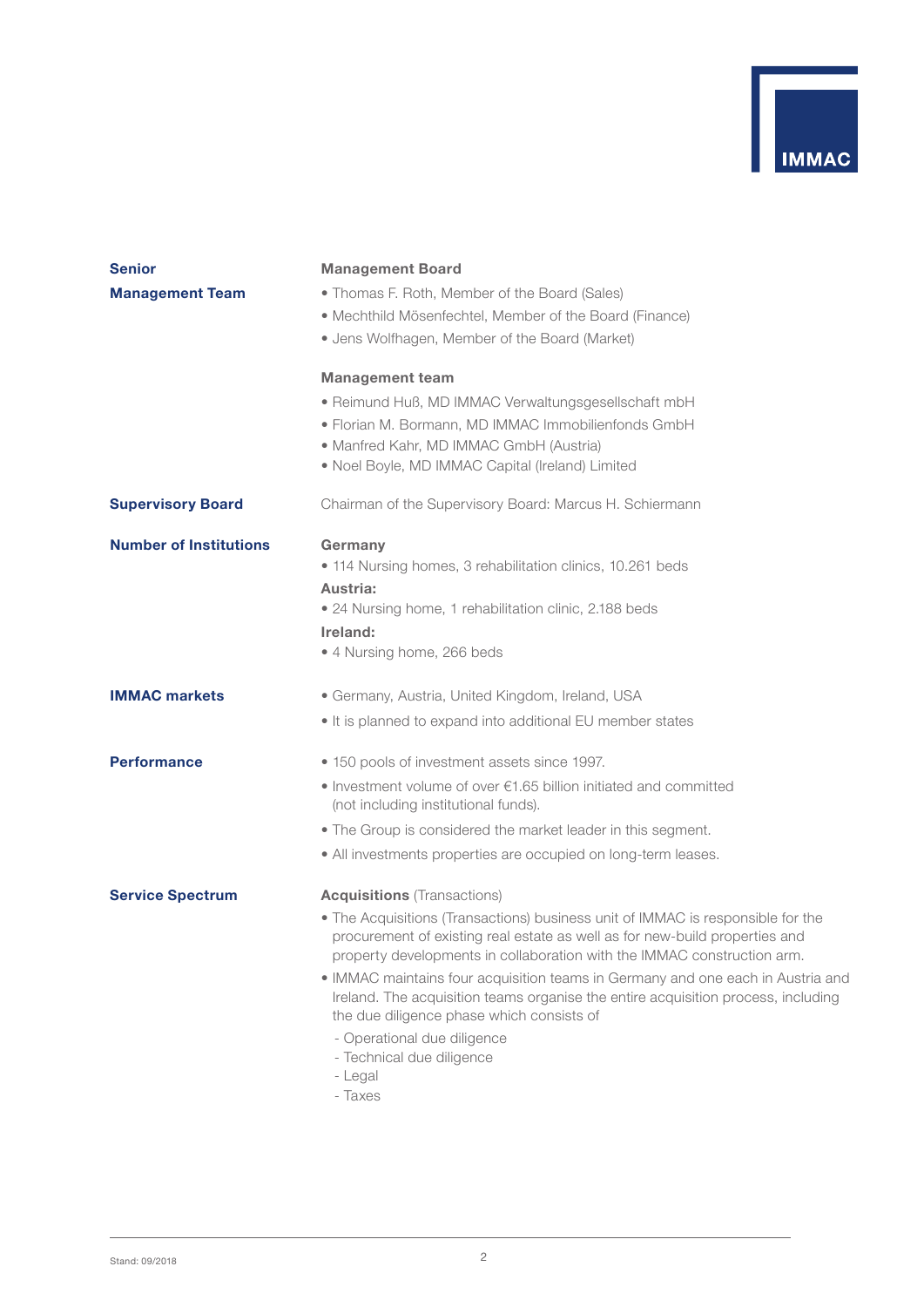## Senior Management Team

**Management Board**

- Thomas F. Roth, Member of the Board (Sales)
- Mechthild Mösenfechtel, Member of the Board (Finance)
- Jens Wolfhagen, Member of the Board (Market)

**Management team**

- Reimund Huß, MD IMMAC Verwaltungsgesellschaft mbH
- Florian M. Bormann, MD IMMAC Immobilienfonds GmbH
- Manfred Kahr, MD IMMAC GmbH (Austria)
- Noel Boyle, MD IMMAC Capital (Ireland) Limited

## Supervisory Board

Chairman of the Supervisory Board: Marcus H. Schiermann

## Number of Institutions

**Germany**

- 114 Nursing homes, 3 rehabilitation clinics, 10.261 beds

**Austria:**

- 24 Nursing home, 1 rehabilitation clinic, 2.188 beds

**Ireland:**

- 4 Nursing home, 266 beds

## IMMAC markets

- Germany, Austria, United Kingdom, Ireland, USA
- It is planned to expand into additional EU member states

## Performance

- 150 pools of investment assets since 1997.
- Investment volume of over €1.65 billion initiated and committed (not including institutional funds).
- The Group is considered the market leader in this segment.
- All investments properties are occupied on long-term leases.

## Service Spectrum

**Acquisitions** (Transactions)

- The Acquisitions (Transactions) business unit of IMMAC is responsible for the procurement of existing real estate as well as for new-build properties and property developments in collaboration with the IMMAC construction arm.
- IMMAC maintains four acquisition teams in Germany and one each in Austria and Ireland. The acquisition teams organise the entire acquisition process, including the due diligence phase which consists of
  - Operational due diligence
  - Technical due diligence
  - Legal
  - Taxes

Stand: 09/2018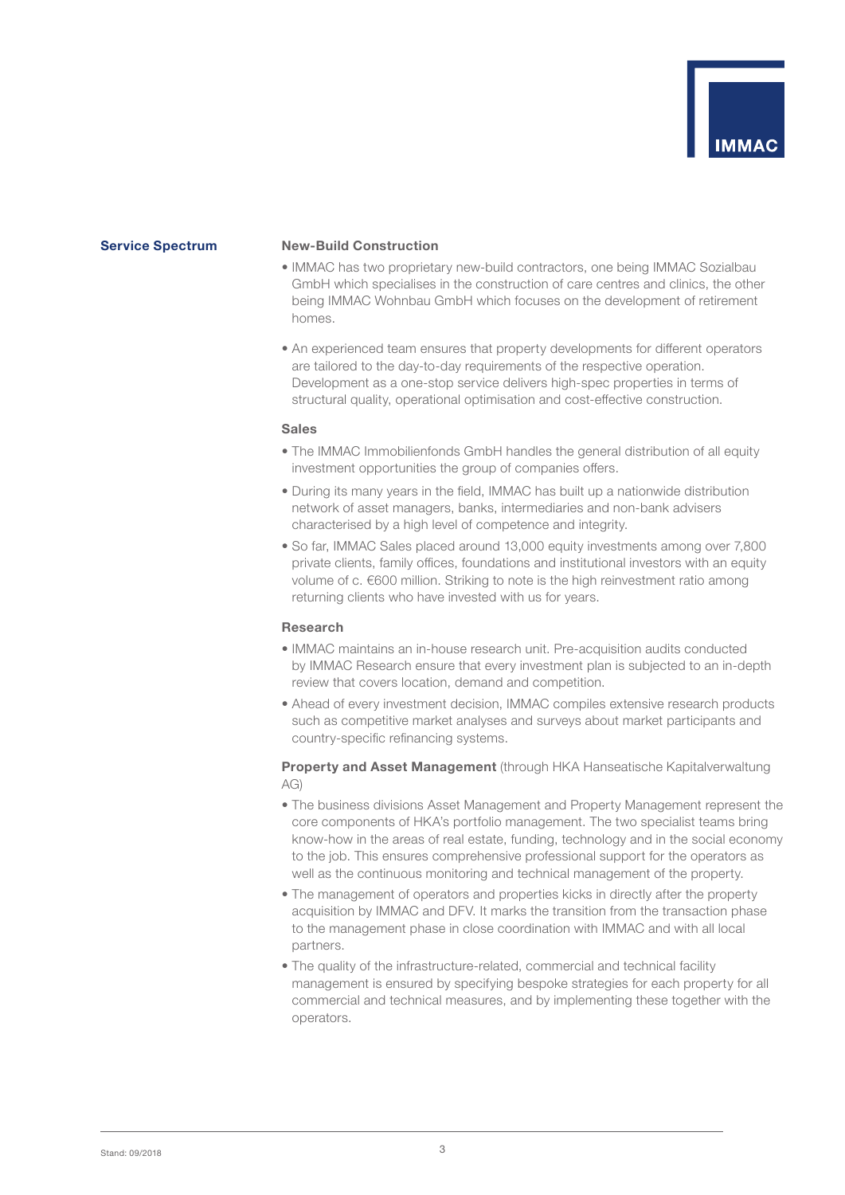## Service Spectrum

### New-Build Construction

- IMMAC has two proprietary new-build contractors, one being IMMAC Sozialbau GmbH which specialises in the construction of care centres and clinics, the other being IMMAC Wohnbau GmbH which focuses on the development of retirement homes.
- An experienced team ensures that property developments for different operators are tailored to the day-to-day requirements of the respective operation. Development as a one-stop service delivers high-spec properties in terms of structural quality, operational optimisation and cost-effective construction.

### Sales

- The IMMAC Immobilienfonds GmbH handles the general distribution of all equity investment opportunities the group of companies offers.
- During its many years in the field, IMMAC has built up a nationwide distribution network of asset managers, banks, intermediaries and non-bank advisers characterised by a high level of competence and integrity.
- So far, IMMAC Sales placed around 13,000 equity investments among over 7,800 private clients, family offices, foundations and institutional investors with an equity volume of c. €600 million. Striking to note is the high reinvestment ratio among returning clients who have invested with us for years.

### Research

- IMMAC maintains an in-house research unit. Pre-acquisition audits conducted by IMMAC Research ensure that every investment plan is subjected to an in-depth review that covers location, demand and competition.
- Ahead of every investment decision, IMMAC compiles extensive research products such as competitive market analyses and surveys about market participants and country-specific refinancing systems.

### Property and Asset Management (through HKA Hanseatische Kapitalverwaltung AG)

- The business divisions Asset Management and Property Management represent the core components of HKA's portfolio management. The two specialist teams bring know-how in the areas of real estate, funding, technology and in the social economy to the job. This ensures comprehensive professional support for the operators as well as the continuous monitoring and technical management of the property.
- The management of operators and properties kicks in directly after the property acquisition by IMMAC and DFV. It marks the transition from the transaction phase to the management phase in close coordination with IMMAC and with all local partners.
- The quality of the infrastructure-related, commercial and technical facility management is ensured by specifying bespoke strategies for each property for all commercial and technical measures, and by implementing these together with the operators.

Stand: 09/2018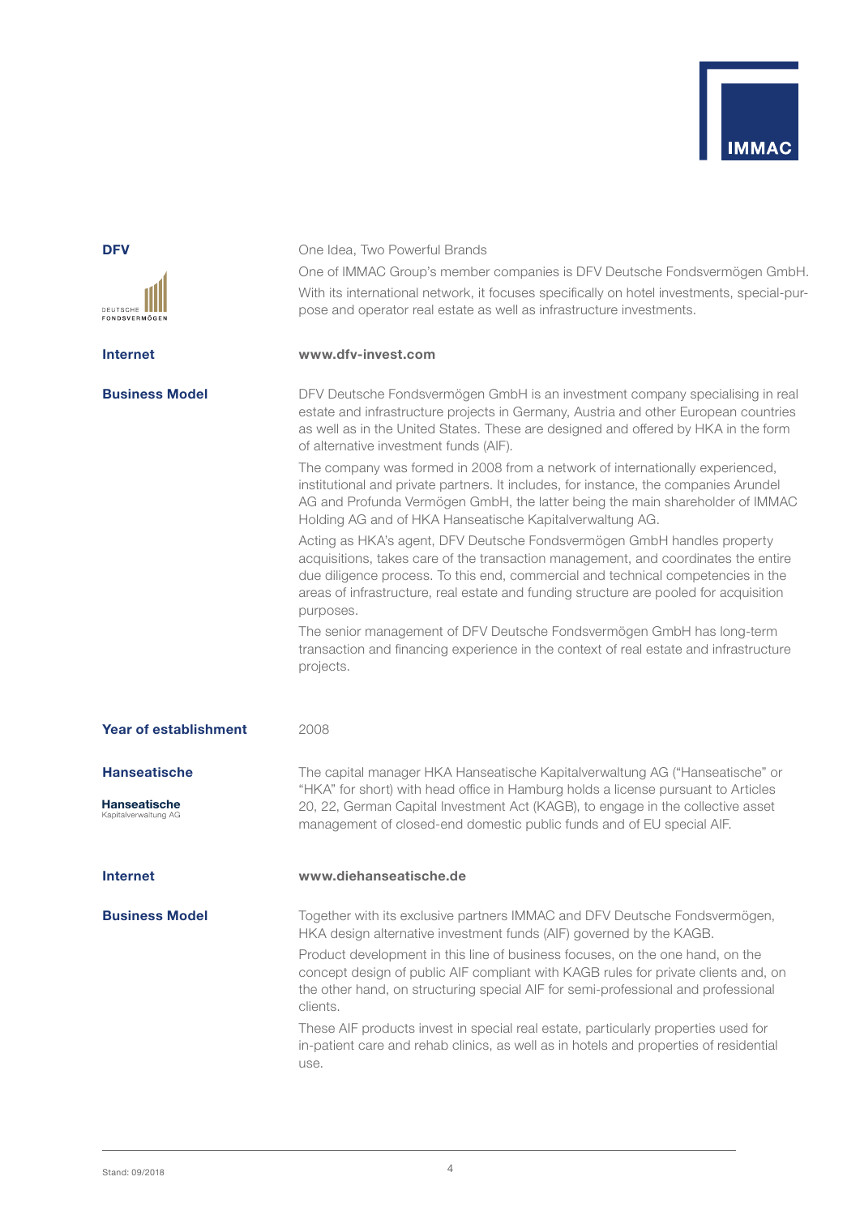## DFV

DEUTSCHE FONDSVERMÖGEN

One Idea, Two Powerful Brands

One of IMMAC Group's member companies is DFV Deutsche Fondsvermögen GmbH. With its international network, it focuses specifically on hotel investments, special-purpose and operator real estate as well as infrastructure investments.

**Internet**

**www.dfv-invest.com**

**Business Model**

DFV Deutsche Fondsvermögen GmbH is an investment company specialising in real estate and infrastructure projects in Germany, Austria and other European countries as well as in the United States. These are designed and offered by HKA in the form of alternative investment funds (AIF).

The company was formed in 2008 from a network of internationally experienced, institutional and private partners. It includes, for instance, the companies Arundel AG and Profunda Vermögen GmbH, the latter being the main shareholder of IMMAC Holding AG and of HKA Hanseatische Kapitalverwaltung AG.

Acting as HKA's agent, DFV Deutsche Fondsvermögen GmbH handles property acquisitions, takes care of the transaction management, and coordinates the entire due diligence process. To this end, commercial and technical competencies in the areas of infrastructure, real estate and funding structure are pooled for acquisition purposes.

The senior management of DFV Deutsche Fondsvermögen GmbH has long-term transaction and financing experience in the context of real estate and infrastructure projects.

**Year of establishment**

2008

## Hanseatische

**Hanseatische**
Kapitalverwaltung AG

The capital manager HKA Hanseatische Kapitalverwaltung AG ("Hanseatische" or "HKA" for short) with head office in Hamburg holds a license pursuant to Articles 20, 22, German Capital Investment Act (KAGB), to engage in the collective asset management of closed-end domestic public funds and of EU special AIF.

**Internet**

**www.diehanseatische.de**

**Business Model**

Together with its exclusive partners IMMAC and DFV Deutsche Fondsvermögen, HKA design alternative investment funds (AIF) governed by the KAGB.

Product development in this line of business focuses, on the one hand, on the concept design of public AIF compliant with KAGB rules for private clients and, on the other hand, on structuring special AIF for semi-professional and professional clients.

These AIF products invest in special real estate, particularly properties used for in-patient care and rehab clinics, as well as in hotels and properties of residential use.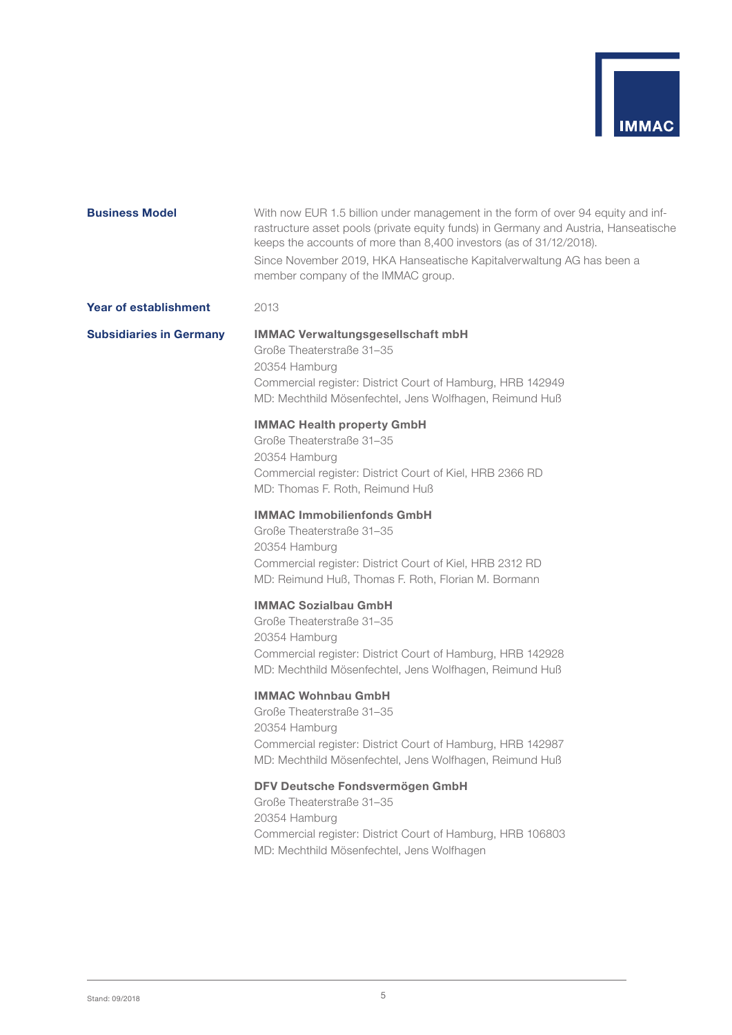**Business Model**

With now EUR 1.5 billion under management in the form of over 94 equity and infrastructure asset pools (private equity funds) in Germany and Austria, Hanseatische keeps the accounts of more than 8,400 investors (as of 31/12/2018).

Since November 2019, HKA Hanseatische Kapitalverwaltung AG has been a member company of the IMMAC group.

**Year of establishment**

2013

**Subsidiaries in Germany**

**IMMAC Verwaltungsgesellschaft mbH**
Große Theaterstraße 31–35
20354 Hamburg
Commercial register: District Court of Hamburg, HRB 142949
MD: Mechthild Mösenfechtel, Jens Wolfhagen, Reimund Huß

**IMMAC Health property GmbH**
Große Theaterstraße 31–35
20354 Hamburg
Commercial register: District Court of Kiel, HRB 2366 RD
MD: Thomas F. Roth, Reimund Huß

**IMMAC Immobilienfonds GmbH**
Große Theaterstraße 31–35
20354 Hamburg
Commercial register: District Court of Kiel, HRB 2312 RD
MD: Reimund Huß, Thomas F. Roth, Florian M. Bormann

**IMMAC Sozialbau GmbH**
Große Theaterstraße 31–35
20354 Hamburg
Commercial register: District Court of Hamburg, HRB 142928
MD: Mechthild Mösenfechtel, Jens Wolfhagen, Reimund Huß

**IMMAC Wohnbau GmbH**
Große Theaterstraße 31–35
20354 Hamburg
Commercial register: District Court of Hamburg, HRB 142987
MD: Mechthild Mösenfechtel, Jens Wolfhagen, Reimund Huß

**DFV Deutsche Fondsvermögen GmbH**
Große Theaterstraße 31–35
20354 Hamburg
Commercial register: District Court of Hamburg, HRB 106803
MD: Mechthild Mösenfechtel, Jens Wolfhagen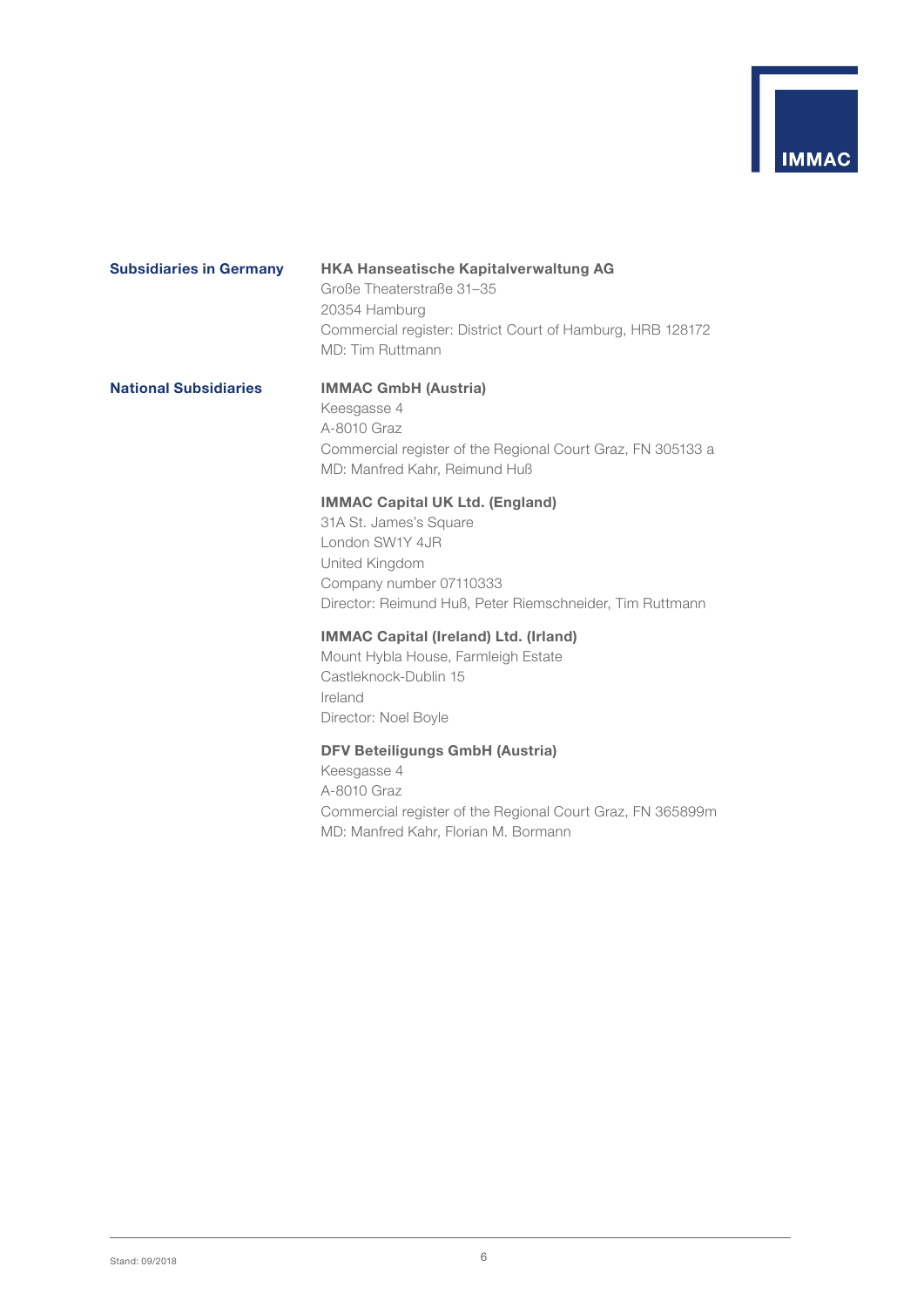**Subsidiaries in Germany**

**HKA Hanseatische Kapitalverwaltung AG**
Große Theaterstraße 31–35
20354 Hamburg
Commercial register: District Court of Hamburg, HRB 128172
MD: Tim Ruttmann

**National Subsidiaries**

**IMMAC GmbH (Austria)**
Keesgasse 4
A-8010 Graz
Commercial register of the Regional Court Graz, FN 305133 a
MD: Manfred Kahr, Reimund Huß

**IMMAC Capital UK Ltd. (England)**
31A St. James's Square
London SW1Y 4JR
United Kingdom
Company number 07110333
Director: Reimund Huß, Peter Riemschneider, Tim Ruttmann

**IMMAC Capital (Ireland) Ltd. (Irland)**
Mount Hybla House, Farmleigh Estate
Castleknock-Dublin 15
Ireland
Director: Noel Boyle

**DFV Beteiligungs GmbH (Austria)**
Keesgasse 4
A-8010 Graz
Commercial register of the Regional Court Graz, FN 365899m
MD: Manfred Kahr, Florian M. Bormann

Stand: 09/2018